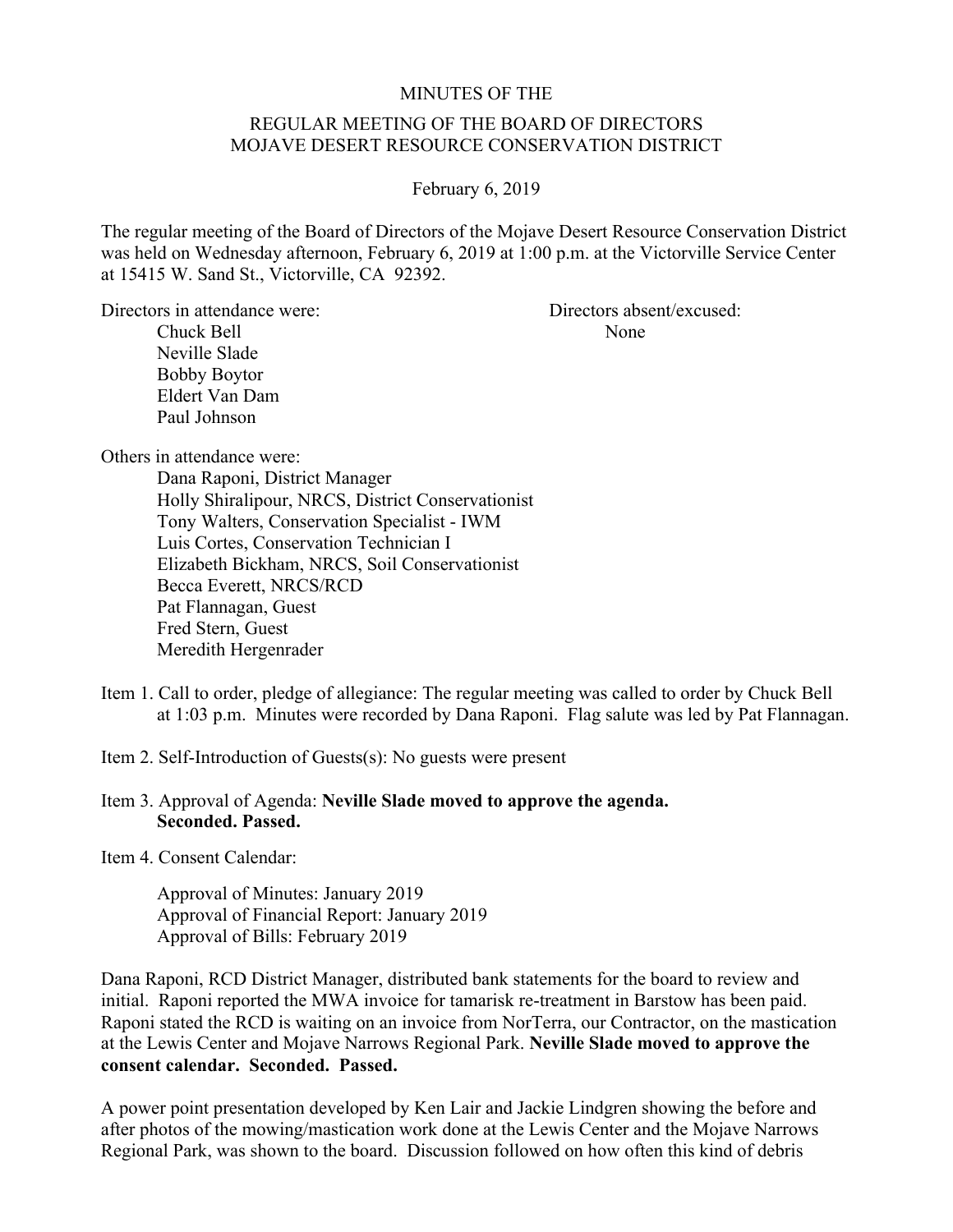MINUTES OF THE

REGULAR MEETING OF THE BOARD OF DIRECTORS
MOJAVE DESERT RESOURCE CONSERVATION DISTRICT

February 6, 2019

The regular meeting of the Board of Directors of the Mojave Desert Resource Conservation District was held on Wednesday afternoon, February 6, 2019 at 1:00 p.m. at the Victorville Service Center at 15415 W. Sand St., Victorville, CA 92392.

Directors in attendance were:
- Chuck Bell
- Neville Slade
- Bobby Boytor
- Eldert Van Dam
- Paul Johnson

Directors absent/excused:
- None

Others in attendance were:
- Dana Raponi, District Manager
- Holly Shiralipour, NRCS, District Conservationist
- Tony Walters, Conservation Specialist - IWM
- Luis Cortes, Conservation Technician I
- Elizabeth Bickham, NRCS, Soil Conservationist
- Becca Everett, NRCS/RCD
- Pat Flannagan, Guest
- Fred Stern, Guest
- Meredith Hergenrader

Item 1. Call to order, pledge of allegiance: The regular meeting was called to order by Chuck Bell at 1:03 p.m. Minutes were recorded by Dana Raponi. Flag salute was led by Pat Flannagan.

Item 2. Self-Introduction of Guests(s): No guests were present

Item 3. Approval of Agenda: **Neville Slade moved to approve the agenda. Seconded. Passed.**

Item 4. Consent Calendar:

Approval of Minutes: January 2019
Approval of Financial Report: January 2019
Approval of Bills: February 2019

Dana Raponi, RCD District Manager, distributed bank statements for the board to review and initial. Raponi reported the MWA invoice for tamarisk re-treatment in Barstow has been paid. Raponi stated the RCD is waiting on an invoice from NorTerra, our Contractor, on the mastication at the Lewis Center and Mojave Narrows Regional Park. **Neville Slade moved to approve the consent calendar. Seconded. Passed.**

A power point presentation developed by Ken Lair and Jackie Lindgren showing the before and after photos of the mowing/mastication work done at the Lewis Center and the Mojave Narrows Regional Park, was shown to the board. Discussion followed on how often this kind of debris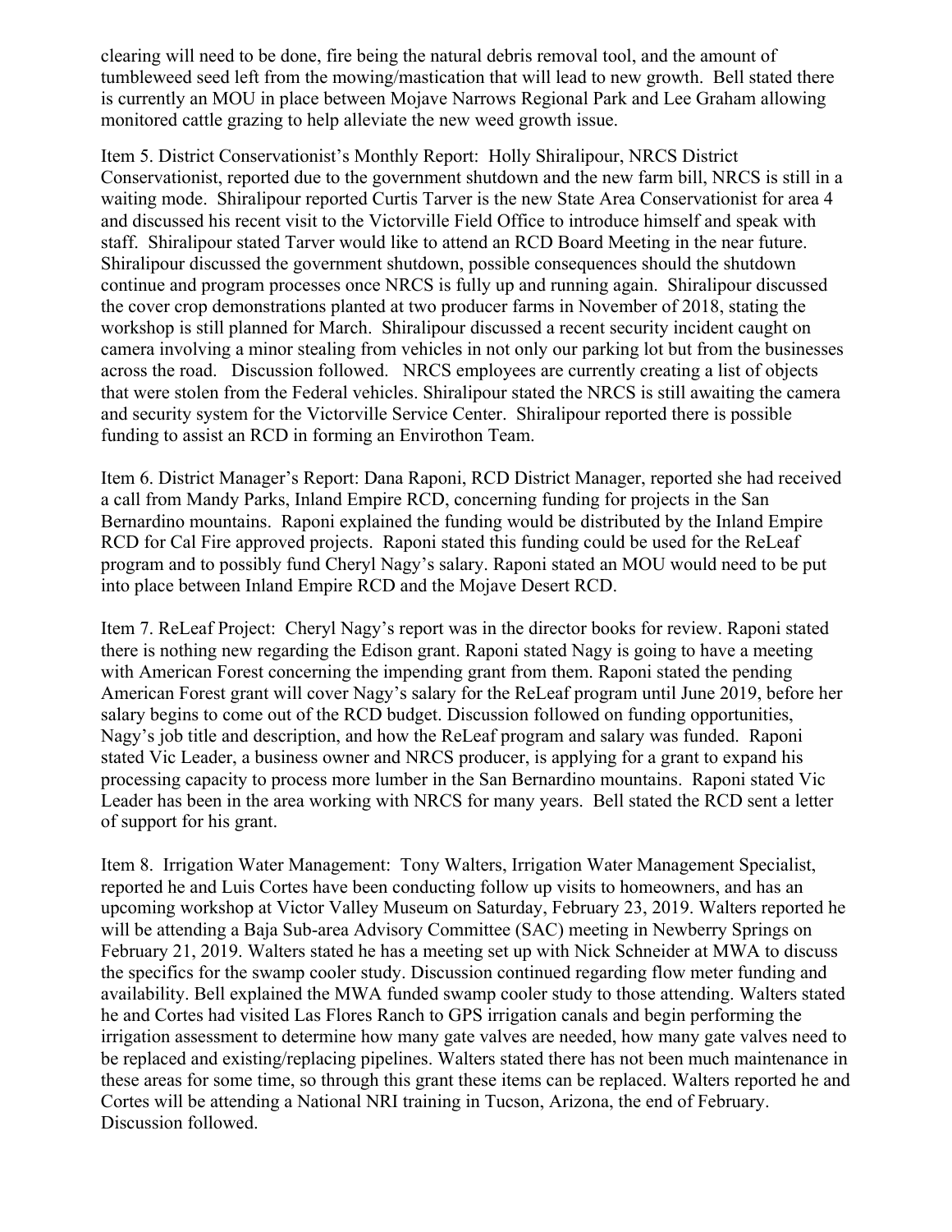clearing will need to be done, fire being the natural debris removal tool, and the amount of tumbleweed seed left from the mowing/mastication that will lead to new growth. Bell stated there is currently an MOU in place between Mojave Narrows Regional Park and Lee Graham allowing monitored cattle grazing to help alleviate the new weed growth issue.

Item 5. District Conservationist's Monthly Report: Holly Shiralipour, NRCS District Conservationist, reported due to the government shutdown and the new farm bill, NRCS is still in a waiting mode. Shiralipour reported Curtis Tarver is the new State Area Conservationist for area 4 and discussed his recent visit to the Victorville Field Office to introduce himself and speak with staff. Shiralipour stated Tarver would like to attend an RCD Board Meeting in the near future. Shiralipour discussed the government shutdown, possible consequences should the shutdown continue and program processes once NRCS is fully up and running again. Shiralipour discussed the cover crop demonstrations planted at two producer farms in November of 2018, stating the workshop is still planned for March. Shiralipour discussed a recent security incident caught on camera involving a minor stealing from vehicles in not only our parking lot but from the businesses across the road. Discussion followed. NRCS employees are currently creating a list of objects that were stolen from the Federal vehicles. Shiralipour stated the NRCS is still awaiting the camera and security system for the Victorville Service Center. Shiralipour reported there is possible funding to assist an RCD in forming an Envirothon Team.

Item 6. District Manager's Report: Dana Raponi, RCD District Manager, reported she had received a call from Mandy Parks, Inland Empire RCD, concerning funding for projects in the San Bernardino mountains. Raponi explained the funding would be distributed by the Inland Empire RCD for Cal Fire approved projects. Raponi stated this funding could be used for the ReLeaf program and to possibly fund Cheryl Nagy's salary. Raponi stated an MOU would need to be put into place between Inland Empire RCD and the Mojave Desert RCD.

Item 7. ReLeaf Project: Cheryl Nagy's report was in the director books for review. Raponi stated there is nothing new regarding the Edison grant. Raponi stated Nagy is going to have a meeting with American Forest concerning the impending grant from them. Raponi stated the pending American Forest grant will cover Nagy's salary for the ReLeaf program until June 2019, before her salary begins to come out of the RCD budget. Discussion followed on funding opportunities, Nagy's job title and description, and how the ReLeaf program and salary was funded. Raponi stated Vic Leader, a business owner and NRCS producer, is applying for a grant to expand his processing capacity to process more lumber in the San Bernardino mountains. Raponi stated Vic Leader has been in the area working with NRCS for many years. Bell stated the RCD sent a letter of support for his grant.

Item 8. Irrigation Water Management: Tony Walters, Irrigation Water Management Specialist, reported he and Luis Cortes have been conducting follow up visits to homeowners, and has an upcoming workshop at Victor Valley Museum on Saturday, February 23, 2019. Walters reported he will be attending a Baja Sub-area Advisory Committee (SAC) meeting in Newberry Springs on February 21, 2019. Walters stated he has a meeting set up with Nick Schneider at MWA to discuss the specifics for the swamp cooler study. Discussion continued regarding flow meter funding and availability. Bell explained the MWA funded swamp cooler study to those attending. Walters stated he and Cortes had visited Las Flores Ranch to GPS irrigation canals and begin performing the irrigation assessment to determine how many gate valves are needed, how many gate valves need to be replaced and existing/replacing pipelines. Walters stated there has not been much maintenance in these areas for some time, so through this grant these items can be replaced. Walters reported he and Cortes will be attending a National NRI training in Tucson, Arizona, the end of February. Discussion followed.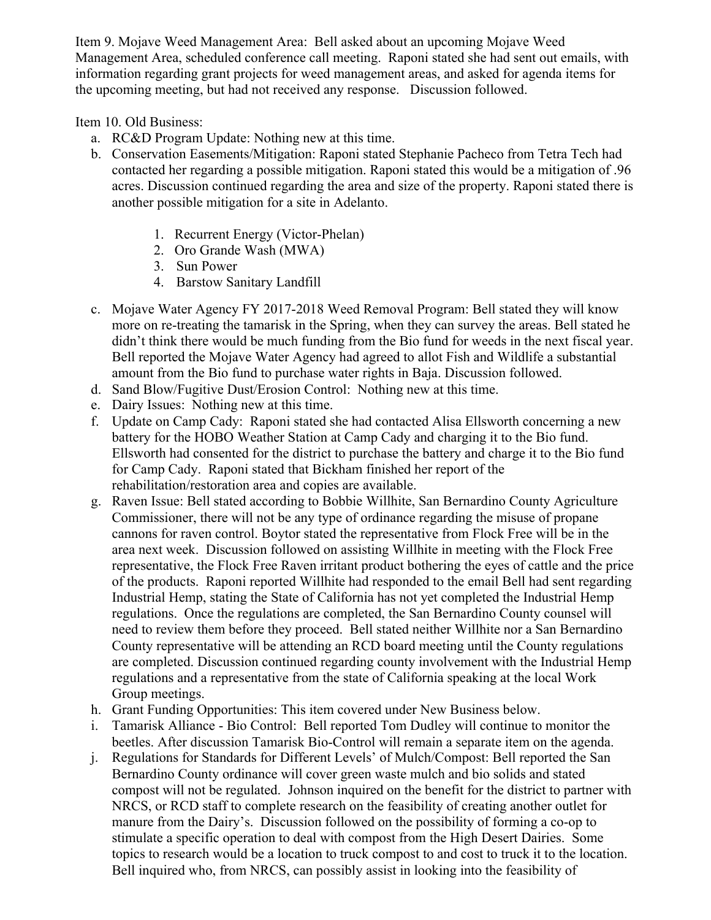Item 9. Mojave Weed Management Area: Bell asked about an upcoming Mojave Weed Management Area, scheduled conference call meeting. Raponi stated she had sent out emails, with information regarding grant projects for weed management areas, and asked for agenda items for the upcoming meeting, but had not received any response. Discussion followed.

Item 10. Old Business:

a. RC&D Program Update: Nothing new at this time.
b. Conservation Easements/Mitigation: Raponi stated Stephanie Pacheco from Tetra Tech had contacted her regarding a possible mitigation. Raponi stated this would be a mitigation of .96 acres. Discussion continued regarding the area and size of the property. Raponi stated there is another possible mitigation for a site in Adelanto.

    1. Recurrent Energy (Victor-Phelan)
    2. Oro Grande Wash (MWA)
    3. Sun Power
    4. Barstow Sanitary Landfill

c. Mojave Water Agency FY 2017-2018 Weed Removal Program: Bell stated they will know more on re-treating the tamarisk in the Spring, when they can survey the areas. Bell stated he didn't think there would be much funding from the Bio fund for weeds in the next fiscal year. Bell reported the Mojave Water Agency had agreed to allot Fish and Wildlife a substantial amount from the Bio fund to purchase water rights in Baja. Discussion followed.
d. Sand Blow/Fugitive Dust/Erosion Control: Nothing new at this time.
e. Dairy Issues: Nothing new at this time.
f. Update on Camp Cady: Raponi stated she had contacted Alisa Ellsworth concerning a new battery for the HOBO Weather Station at Camp Cady and charging it to the Bio fund. Ellsworth had consented for the district to purchase the battery and charge it to the Bio fund for Camp Cady. Raponi stated that Bickham finished her report of the rehabilitation/restoration area and copies are available.
g. Raven Issue: Bell stated according to Bobbie Willhite, San Bernardino County Agriculture Commissioner, there will not be any type of ordinance regarding the misuse of propane cannons for raven control. Boytor stated the representative from Flock Free will be in the area next week. Discussion followed on assisting Willhite in meeting with the Flock Free representative, the Flock Free Raven irritant product bothering the eyes of cattle and the price of the products. Raponi reported Willhite had responded to the email Bell had sent regarding Industrial Hemp, stating the State of California has not yet completed the Industrial Hemp regulations. Once the regulations are completed, the San Bernardino County counsel will need to review them before they proceed. Bell stated neither Willhite nor a San Bernardino County representative will be attending an RCD board meeting until the County regulations are completed. Discussion continued regarding county involvement with the Industrial Hemp regulations and a representative from the state of California speaking at the local Work Group meetings.
h. Grant Funding Opportunities: This item covered under New Business below.
i. Tamarisk Alliance - Bio Control: Bell reported Tom Dudley will continue to monitor the beetles. After discussion Tamarisk Bio-Control will remain a separate item on the agenda.
j. Regulations for Standards for Different Levels' of Mulch/Compost: Bell reported the San Bernardino County ordinance will cover green waste mulch and bio solids and stated compost will not be regulated. Johnson inquired on the benefit for the district to partner with NRCS, or RCD staff to complete research on the feasibility of creating another outlet for manure from the Dairy's. Discussion followed on the possibility of forming a co-op to stimulate a specific operation to deal with compost from the High Desert Dairies. Some topics to research would be a location to truck compost to and cost to truck it to the location. Bell inquired who, from NRCS, can possibly assist in looking into the feasibility of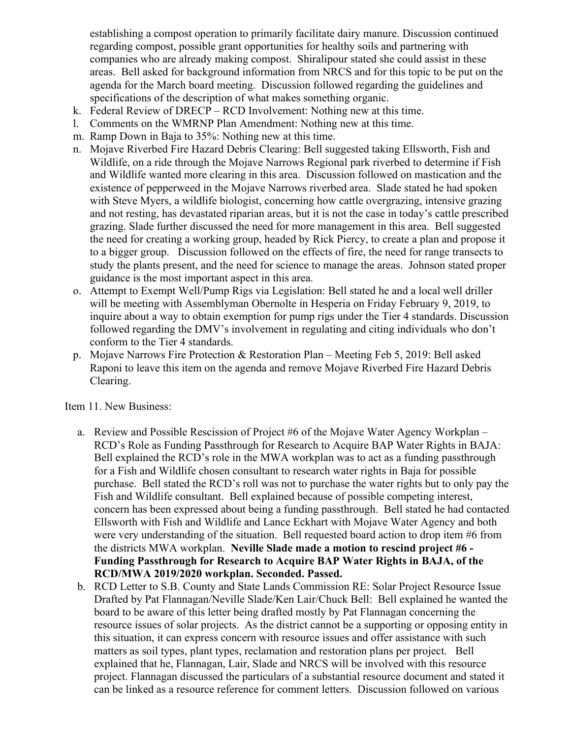establishing a compost operation to primarily facilitate dairy manure. Discussion continued regarding compost, possible grant opportunities for healthy soils and partnering with companies who are already making compost. Shiralipour stated she could assist in these areas. Bell asked for background information from NRCS and for this topic to be put on the agenda for the March board meeting. Discussion followed regarding the guidelines and specifications of the description of what makes something organic.

k. Federal Review of DRECP – RCD Involvement: Nothing new at this time.
l. Comments on the WMRNP Plan Amendment: Nothing new at this time.
m. Ramp Down in Baja to 35%: Nothing new at this time.
n. Mojave Riverbed Fire Hazard Debris Clearing: Bell suggested taking Ellsworth, Fish and Wildlife, on a ride through the Mojave Narrows Regional park riverbed to determine if Fish and Wildlife wanted more clearing in this area. Discussion followed on mastication and the existence of pepperweed in the Mojave Narrows riverbed area. Slade stated he had spoken with Steve Myers, a wildlife biologist, concerning how cattle overgrazing, intensive grazing and not resting, has devastated riparian areas, but it is not the case in today's cattle prescribed grazing. Slade further discussed the need for more management in this area. Bell suggested the need for creating a working group, headed by Rick Piercy, to create a plan and propose it to a bigger group. Discussion followed on the effects of fire, the need for range transects to study the plants present, and the need for science to manage the areas. Johnson stated proper guidance is the most important aspect in this area.
o. Attempt to Exempt Well/Pump Rigs via Legislation: Bell stated he and a local well driller will be meeting with Assemblyman Obernolte in Hesperia on Friday February 9, 2019, to inquire about a way to obtain exemption for pump rigs under the Tier 4 standards. Discussion followed regarding the DMV's involvement in regulating and citing individuals who don't conform to the Tier 4 standards.
p. Mojave Narrows Fire Protection & Restoration Plan – Meeting Feb 5, 2019: Bell asked Raponi to leave this item on the agenda and remove Mojave Riverbed Fire Hazard Debris Clearing.

Item 11. New Business:

a. Review and Possible Rescission of Project #6 of the Mojave Water Agency Workplan – RCD's Role as Funding Passthrough for Research to Acquire BAP Water Rights in BAJA: Bell explained the RCD's role in the MWA workplan was to act as a funding passthrough for a Fish and Wildlife chosen consultant to research water rights in Baja for possible purchase. Bell stated the RCD's roll was not to purchase the water rights but to only pay the Fish and Wildlife consultant. Bell explained because of possible competing interest, concern has been expressed about being a funding passthrough. Bell stated he had contacted Ellsworth with Fish and Wildlife and Lance Eckhart with Mojave Water Agency and both were very understanding of the situation. Bell requested board action to drop item #6 from the districts MWA workplan. **Neville Slade made a motion to rescind project #6 - Funding Passthrough for Research to Acquire BAP Water Rights in BAJA, of the RCD/MWA 2019/2020 workplan. Seconded. Passed.**
b. RCD Letter to S.B. County and State Lands Commission RE: Solar Project Resource Issue Drafted by Pat Flannagan/Neville Slade/Ken Lair/Chuck Bell: Bell explained he wanted the board to be aware of this letter being drafted mostly by Pat Flannagan concerning the resource issues of solar projects. As the district cannot be a supporting or opposing entity in this situation, it can express concern with resource issues and offer assistance with such matters as soil types, plant types, reclamation and restoration plans per project. Bell explained that he, Flannagan, Lair, Slade and NRCS will be involved with this resource project. Flannagan discussed the particulars of a substantial resource document and stated it can be linked as a resource reference for comment letters. Discussion followed on various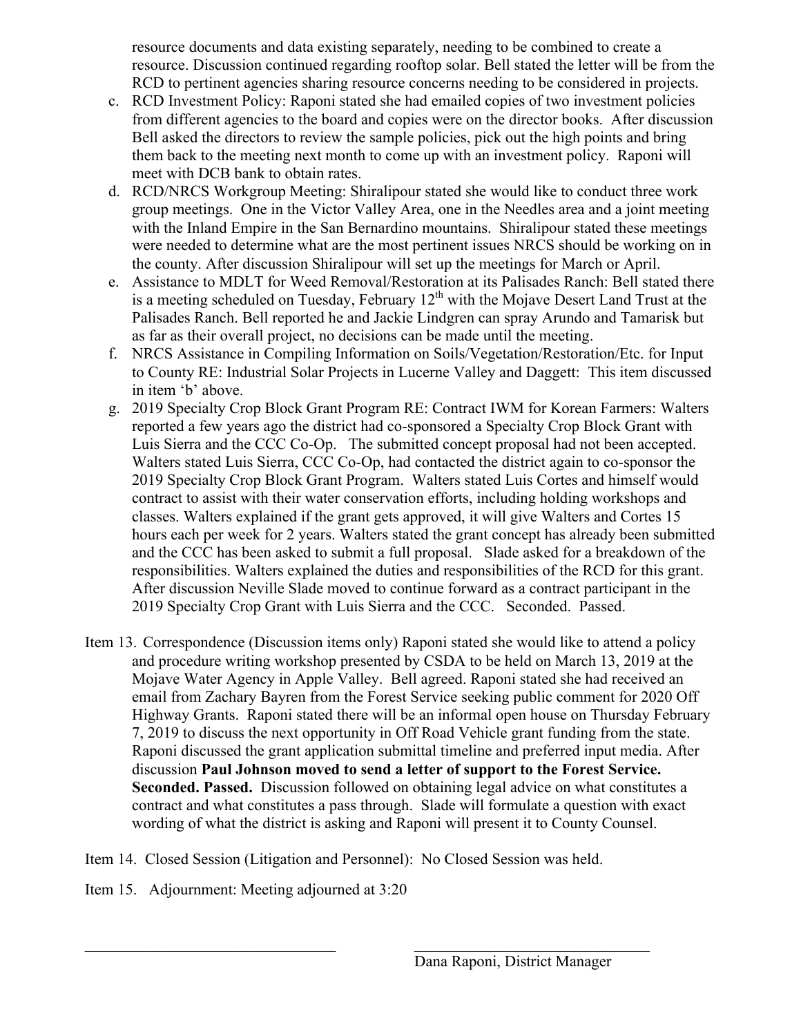resource documents and data existing separately, needing to be combined to create a resource. Discussion continued regarding rooftop solar. Bell stated the letter will be from the RCD to pertinent agencies sharing resource concerns needing to be considered in projects.

c. RCD Investment Policy: Raponi stated she had emailed copies of two investment policies from different agencies to the board and copies were on the director books. After discussion Bell asked the directors to review the sample policies, pick out the high points and bring them back to the meeting next month to come up with an investment policy. Raponi will meet with DCB bank to obtain rates.

d. RCD/NRCS Workgroup Meeting: Shiralipour stated she would like to conduct three work group meetings. One in the Victor Valley Area, one in the Needles area and a joint meeting with the Inland Empire in the San Bernardino mountains. Shiralipour stated these meetings were needed to determine what are the most pertinent issues NRCS should be working on in the county. After discussion Shiralipour will set up the meetings for March or April.

e. Assistance to MDLT for Weed Removal/Restoration at its Palisades Ranch: Bell stated there is a meeting scheduled on Tuesday, February 12th with the Mojave Desert Land Trust at the Palisades Ranch. Bell reported he and Jackie Lindgren can spray Arundo and Tamarisk but as far as their overall project, no decisions can be made until the meeting.

f. NRCS Assistance in Compiling Information on Soils/Vegetation/Restoration/Etc. for Input to County RE: Industrial Solar Projects in Lucerne Valley and Daggett: This item discussed in item 'b' above.

g. 2019 Specialty Crop Block Grant Program RE: Contract IWM for Korean Farmers: Walters reported a few years ago the district had co-sponsored a Specialty Crop Block Grant with Luis Sierra and the CCC Co-Op. The submitted concept proposal had not been accepted. Walters stated Luis Sierra, CCC Co-Op, had contacted the district again to co-sponsor the 2019 Specialty Crop Block Grant Program. Walters stated Luis Cortes and himself would contract to assist with their water conservation efforts, including holding workshops and classes. Walters explained if the grant gets approved, it will give Walters and Cortes 15 hours each per week for 2 years. Walters stated the grant concept has already been submitted and the CCC has been asked to submit a full proposal. Slade asked for a breakdown of the responsibilities. Walters explained the duties and responsibilities of the RCD for this grant. After discussion Neville Slade moved to continue forward as a contract participant in the 2019 Specialty Crop Grant with Luis Sierra and the CCC. Seconded. Passed.

Item 13. Correspondence (Discussion items only) Raponi stated she would like to attend a policy and procedure writing workshop presented by CSDA to be held on March 13, 2019 at the Mojave Water Agency in Apple Valley. Bell agreed. Raponi stated she had received an email from Zachary Bayren from the Forest Service seeking public comment for 2020 Off Highway Grants. Raponi stated there will be an informal open house on Thursday February 7, 2019 to discuss the next opportunity in Off Road Vehicle grant funding from the state. Raponi discussed the grant application submittal timeline and preferred input media. After discussion **Paul Johnson moved to send a letter of support to the Forest Service. Seconded. Passed.** Discussion followed on obtaining legal advice on what constitutes a contract and what constitutes a pass through. Slade will formulate a question with exact wording of what the district is asking and Raponi will present it to County Counsel.

Item 14. Closed Session (Litigation and Personnel): No Closed Session was held.

Item 15. Adjournment: Meeting adjourned at 3:20

\_\_\_\_\_\_\_\_\_\_\_\_\_\_\_\_\_\_\_\_\_\_\_\_\_\_\_\_\_\_\_\_ \_\_\_\_\_\_\_\_\_\_\_\_\_\_\_\_\_\_\_\_\_\_\_\_\_\_\_\_\_\_\_\_

Dana Raponi, District Manager